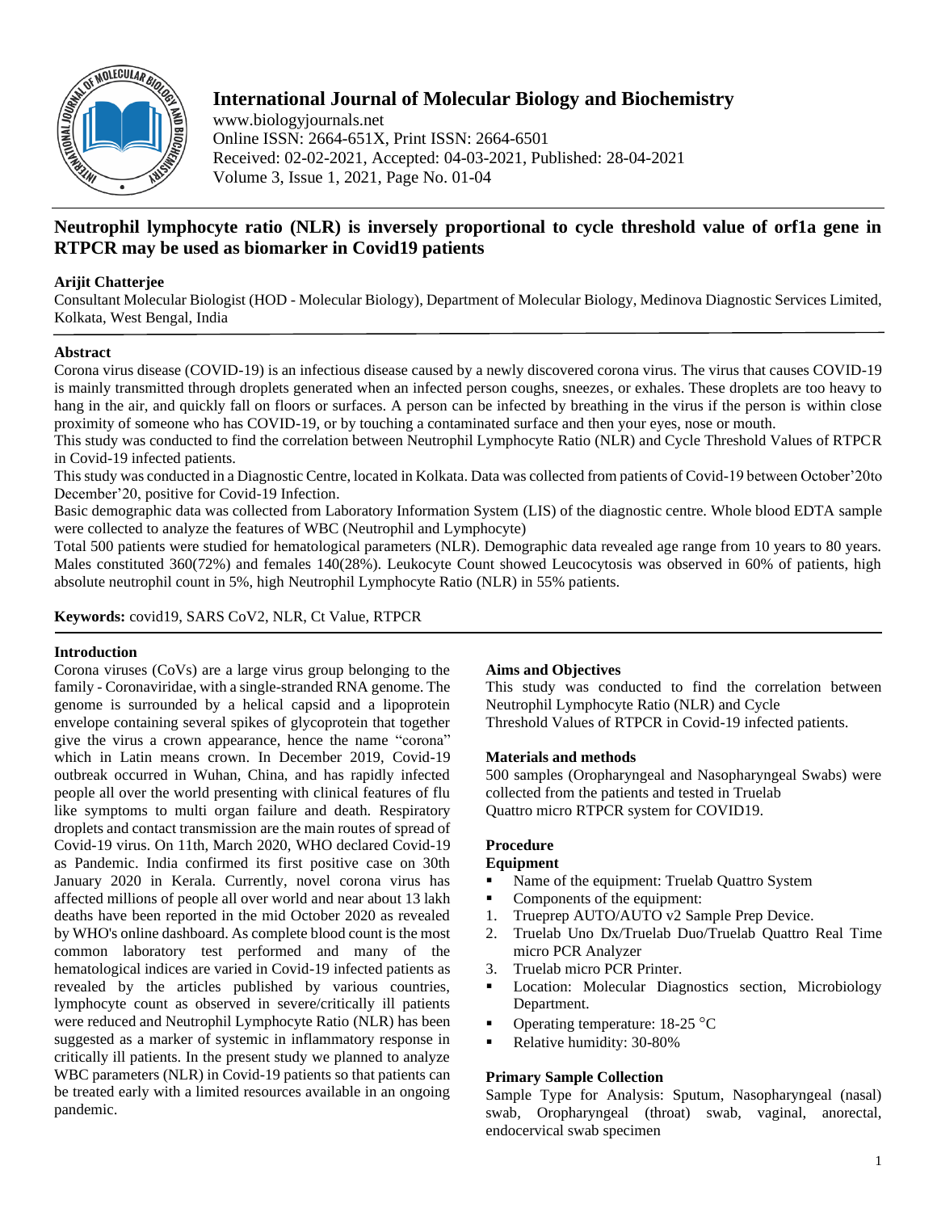# International Journal of Molecular Biology and Biochemistry

www.biologyjournals.net
Online ISSN: 2664-651X, Print ISSN: 2664-6501
Received: 02-02-2021, Accepted: 04-03-2021, Published: 28-04-2021
Volume 3, Issue 1, 2021, Page No. 01-04

## Neutrophil lymphocyte ratio (NLR) is inversely proportional to cycle threshold value of orf1a gene in RTPCR may be used as biomarker in Covid19 patients

**Arijit Chatterjee**

Consultant Molecular Biologist (HOD - Molecular Biology), Department of Molecular Biology, Medinova Diagnostic Services Limited, Kolkata, West Bengal, India

### Abstract

Corona virus disease (COVID-19) is an infectious disease caused by a newly discovered corona virus. The virus that causes COVID-19 is mainly transmitted through droplets generated when an infected person coughs, sneezes, or exhales. These droplets are too heavy to hang in the air, and quickly fall on floors or surfaces. A person can be infected by breathing in the virus if the person is within close proximity of someone who has COVID-19, or by touching a contaminated surface and then your eyes, nose or mouth.

This study was conducted to find the correlation between Neutrophil Lymphocyte Ratio (NLR) and Cycle Threshold Values of RTPCR in Covid-19 infected patients.

This study was conducted in a Diagnostic Centre, located in Kolkata. Data was collected from patients of Covid-19 between October'20to December'20, positive for Covid-19 Infection.

Basic demographic data was collected from Laboratory Information System (LIS) of the diagnostic centre. Whole blood EDTA sample were collected to analyze the features of WBC (Neutrophil and Lymphocyte)

Total 500 patients were studied for hematological parameters (NLR). Demographic data revealed age range from 10 years to 80 years. Males constituted 360(72%) and females 140(28%). Leukocyte Count showed Leucocytosis was observed in 60% of patients, high absolute neutrophil count in 5%, high Neutrophil Lymphocyte Ratio (NLR) in 55% patients.

**Keywords:** covid19, SARS CoV2, NLR, Ct Value, RTPCR

### Introduction

Corona viruses (CoVs) are a large virus group belonging to the family - Coronaviridae, with a single-stranded RNA genome. The genome is surrounded by a helical capsid and a lipoprotein envelope containing several spikes of glycoprotein that together give the virus a crown appearance, hence the name "corona" which in Latin means crown. In December 2019, Covid-19 outbreak occurred in Wuhan, China, and has rapidly infected people all over the world presenting with clinical features of flu like symptoms to multi organ failure and death. Respiratory droplets and contact transmission are the main routes of spread of Covid-19 virus. On 11th, March 2020, WHO declared Covid-19 as Pandemic. India confirmed its first positive case on 30th January 2020 in Kerala. Currently, novel corona virus has affected millions of people all over world and near about 13 lakh deaths have been reported in the mid October 2020 as revealed by WHO's online dashboard. As complete blood count is the most common laboratory test performed and many of the hematological indices are varied in Covid-19 infected patients as revealed by the articles published by various countries, lymphocyte count as observed in severe/critically ill patients were reduced and Neutrophil Lymphocyte Ratio (NLR) has been suggested as a marker of systemic in inflammatory response in critically ill patients. In the present study we planned to analyze WBC parameters (NLR) in Covid-19 patients so that patients can be treated early with a limited resources available in an ongoing pandemic.

### Aims and Objectives

This study was conducted to find the correlation between Neutrophil Lymphocyte Ratio (NLR) and Cycle Threshold Values of RTPCR in Covid-19 infected patients.

### Materials and methods

500 samples (Oropharyngeal and Nasopharyngeal Swabs) were collected from the patients and tested in Truelab Quattro micro RTPCR system for COVID19.

### Procedure

#### Equipment

- Name of the equipment: Truelab Quattro System
- Components of the equipment:
  1. Trueprep AUTO/AUTO v2 Sample Prep Device.
  2. Truelab Uno Dx/Truelab Duo/Truelab Quattro Real Time micro PCR Analyzer
  3. Truelab micro PCR Printer.
- Location: Molecular Diagnostics section, Microbiology Department.
- Operating temperature: 18-25 °C
- Relative humidity: 30-80%

#### Primary Sample Collection

Sample Type for Analysis: Sputum, Nasopharyngeal (nasal) swab, Oropharyngeal (throat) swab, vaginal, anorectal, endocervical swab specimen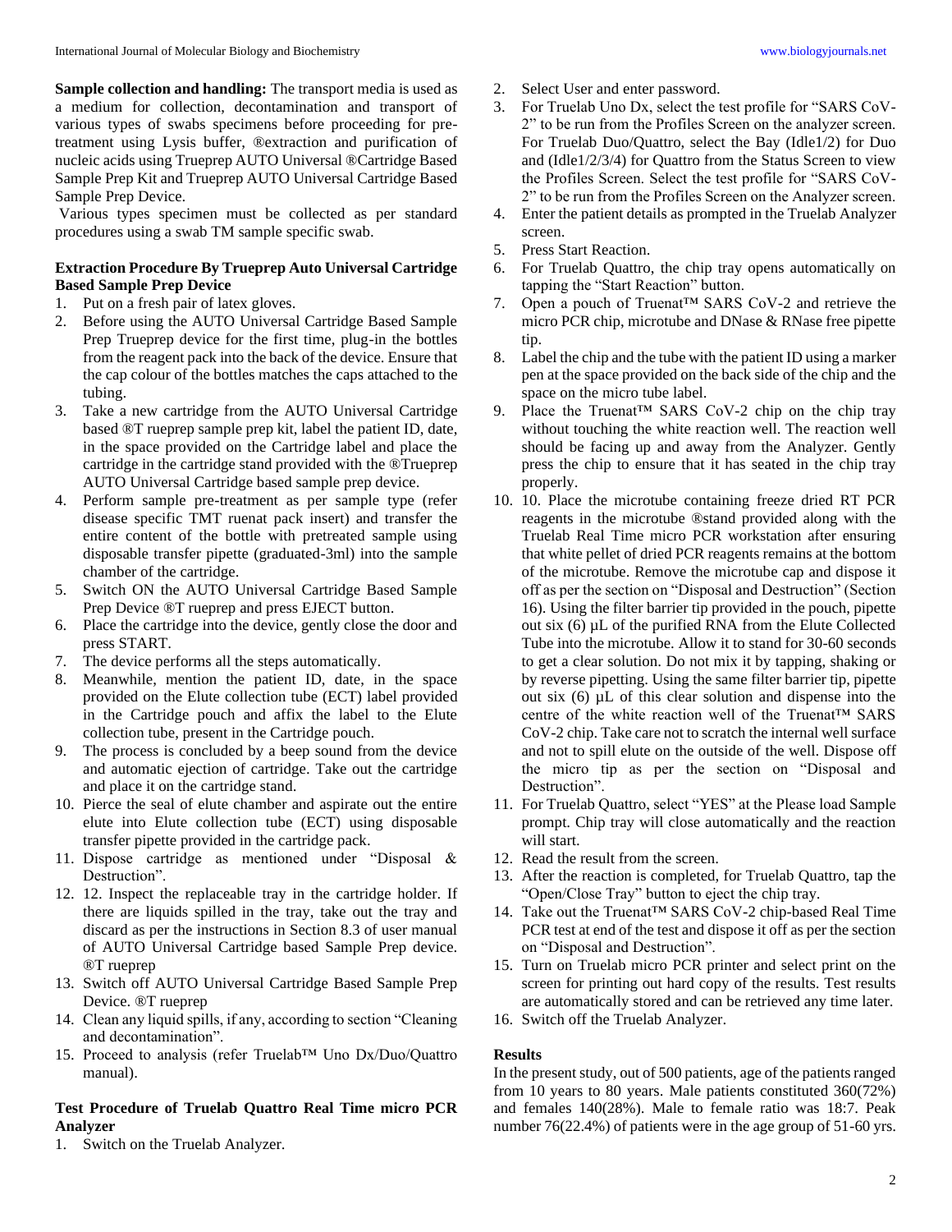**Sample collection and handling:** The transport media is used as a medium for collection, decontamination and transport of various types of swabs specimens before proceeding for pre-treatment using Lysis buffer, ®extraction and purification of nucleic acids using Trueprep AUTO Universal ®Cartridge Based Sample Prep Kit and Trueprep AUTO Universal Cartridge Based Sample Prep Device.

Various types specimen must be collected as per standard procedures using a swab TM sample specific swab.

### Extraction Procedure By Trueprep Auto Universal Cartridge Based Sample Prep Device

1. Put on a fresh pair of latex gloves.
2. Before using the AUTO Universal Cartridge Based Sample Prep Trueprep device for the first time, plug-in the bottles from the reagent pack into the back of the device. Ensure that the cap colour of the bottles matches the caps attached to the tubing.
3. Take a new cartridge from the AUTO Universal Cartridge based ®T rueprep sample prep kit, label the patient ID, date, in the space provided on the Cartridge label and place the cartridge in the cartridge stand provided with the ®Trueprep AUTO Universal Cartridge based sample prep device.
4. Perform sample pre-treatment as per sample type (refer disease specific TMT ruenat pack insert) and transfer the entire content of the bottle with pretreated sample using disposable transfer pipette (graduated-3ml) into the sample chamber of the cartridge.
5. Switch ON the AUTO Universal Cartridge Based Sample Prep Device ®T rueprep and press EJECT button.
6. Place the cartridge into the device, gently close the door and press START.
7. The device performs all the steps automatically.
8. Meanwhile, mention the patient ID, date, in the space provided on the Elute collection tube (ECT) label provided in the Cartridge pouch and affix the label to the Elute collection tube, present in the Cartridge pouch.
9. The process is concluded by a beep sound from the device and automatic ejection of cartridge. Take out the cartridge and place it on the cartridge stand.
10. Pierce the seal of elute chamber and aspirate out the entire elute into Elute collection tube (ECT) using disposable transfer pipette provided in the cartridge pack.
11. Dispose cartridge as mentioned under "Disposal & Destruction".
12. 12. Inspect the replaceable tray in the cartridge holder. If there are liquids spilled in the tray, take out the tray and discard as per the instructions in Section 8.3 of user manual of AUTO Universal Cartridge based Sample Prep device. ®T rueprep
13. Switch off AUTO Universal Cartridge Based Sample Prep Device. ®T rueprep
14. Clean any liquid spills, if any, according to section "Cleaning and decontamination".
15. Proceed to analysis (refer Truelab™ Uno Dx/Duo/Quattro manual).

### Test Procedure of Truelab Quattro Real Time micro PCR Analyzer

1. Switch on the Truelab Analyzer.
2. Select User and enter password.
3. For Truelab Uno Dx, select the test profile for "SARS CoV-2" to be run from the Profiles Screen on the analyzer screen. For Truelab Duo/Quattro, select the Bay (Idle1/2) for Duo and (Idle1/2/3/4) for Quattro from the Status Screen to view the Profiles Screen. Select the test profile for "SARS CoV-2" to be run from the Profiles Screen on the Analyzer screen.
4. Enter the patient details as prompted in the Truelab Analyzer screen.
5. Press Start Reaction.
6. For Truelab Quattro, the chip tray opens automatically on tapping the "Start Reaction" button.
7. Open a pouch of Truenat™ SARS CoV-2 and retrieve the micro PCR chip, microtube and DNase & RNase free pipette tip.
8. Label the chip and the tube with the patient ID using a marker pen at the space provided on the back side of the chip and the space on the micro tube label.
9. Place the Truenat™ SARS CoV-2 chip on the chip tray without touching the white reaction well. The reaction well should be facing up and away from the Analyzer. Gently press the chip to ensure that it has seated in the chip tray properly.
10. 10. Place the microtube containing freeze dried RT PCR reagents in the microtube ®stand provided along with the Truelab Real Time micro PCR workstation after ensuring that white pellet of dried PCR reagents remains at the bottom of the microtube. Remove the microtube cap and dispose it off as per the section on "Disposal and Destruction" (Section 16). Using the filter barrier tip provided in the pouch, pipette out six (6) µL of the purified RNA from the Elute Collected Tube into the microtube. Allow it to stand for 30-60 seconds to get a clear solution. Do not mix it by tapping, shaking or by reverse pipetting. Using the same filter barrier tip, pipette out six (6) µL of this clear solution and dispense into the centre of the white reaction well of the Truenat™ SARS CoV-2 chip. Take care not to scratch the internal well surface and not to spill elute on the outside of the well. Dispose off the micro tip as per the section on "Disposal and Destruction".
11. For Truelab Quattro, select "YES" at the Please load Sample prompt. Chip tray will close automatically and the reaction will start.
12. Read the result from the screen.
13. After the reaction is completed, for Truelab Quattro, tap the "Open/Close Tray" button to eject the chip tray.
14. Take out the Truenat™ SARS CoV-2 chip-based Real Time PCR test at end of the test and dispose it off as per the section on "Disposal and Destruction".
15. Turn on Truelab micro PCR printer and select print on the screen for printing out hard copy of the results. Test results are automatically stored and can be retrieved any time later.
16. Switch off the Truelab Analyzer.

## Results

In the present study, out of 500 patients, age of the patients ranged from 10 years to 80 years. Male patients constituted 360(72%) and females 140(28%). Male to female ratio was 18:7. Peak number 76(22.4%) of patients were in the age group of 51-60 yrs.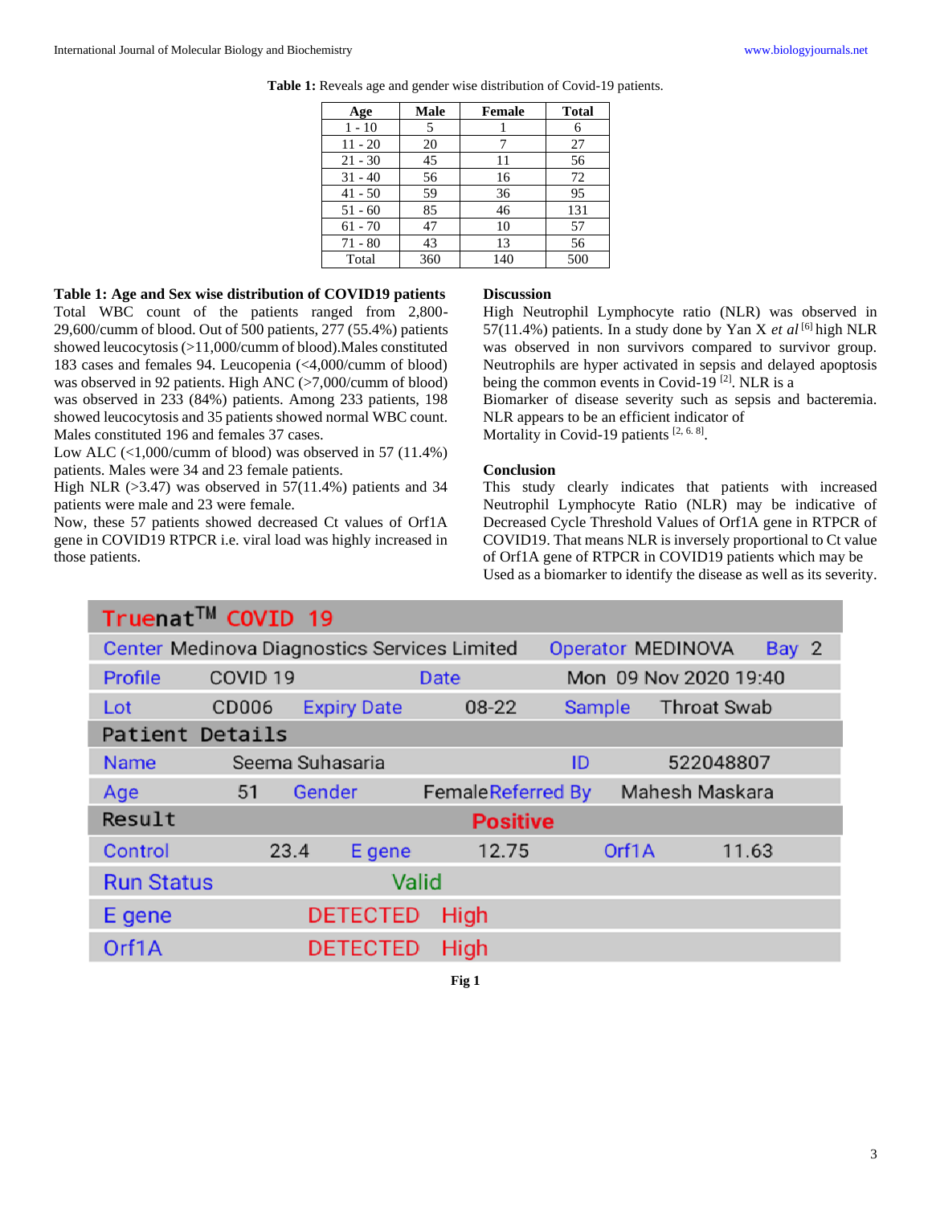**Table 1:** Reveals age and gender wise distribution of Covid-19 patients.

| Age | Male | Female | Total |
|---|---|---|---|
| 1 - 10 | 5 | 1 | 6 |
| 11 - 20 | 20 | 7 | 27 |
| 21 - 30 | 45 | 11 | 56 |
| 31 - 40 | 56 | 16 | 72 |
| 41 - 50 | 59 | 36 | 95 |
| 51 - 60 | 85 | 46 | 131 |
| 61 - 70 | 47 | 10 | 57 |
| 71 - 80 | 43 | 13 | 56 |
| Total | 360 | 140 | 500 |

**Table 1: Age and Sex wise distribution of COVID19 patients**

Total WBC count of the patients ranged from 2,800-29,600/cumm of blood. Out of 500 patients, 277 (55.4%) patients showed leucocytosis (>11,000/cumm of blood).Males constituted 183 cases and females 94. Leucopenia (<4,000/cumm of blood) was observed in 92 patients. High ANC (>7,000/cumm of blood) was observed in 233 (84%) patients. Among 233 patients, 198 showed leucocytosis and 35 patients showed normal WBC count. Males constituted 196 and females 37 cases.

Low ALC (<1,000/cumm of blood) was observed in 57 (11.4%) patients. Males were 34 and 23 female patients.

High NLR (>3.47) was observed in 57(11.4%) patients and 34 patients were male and 23 were female.

Now, these 57 patients showed decreased Ct values of Orf1A gene in COVID19 RTPCR i.e. viral load was highly increased in those patients.

## Discussion

High Neutrophil Lymphocyte ratio (NLR) was observed in 57(11.4%) patients. In a study done by Yan X *et al* [6] high NLR was observed in non survivors compared to survivor group. Neutrophils are hyper activated in sepsis and delayed apoptosis being the common events in Covid-19 [2]. NLR is a

Biomarker of disease severity such as sepsis and bacteremia. NLR appears to be an efficient indicator of

Mortality in Covid-19 patients [2, 6, 8].

## Conclusion

This study clearly indicates that patients with increased Neutrophil Lymphocyte Ratio (NLR) may be indicative of Decreased Cycle Threshold Values of Orf1A gene in RTPCR of COVID19. That means NLR is inversely proportional to Ct value of Orf1A gene of RTPCR in COVID19 patients which may be

Used as a biomarker to identify the disease as well as its severity.

| Truenat™ COVID 19 | | | | | |
|---|---|---|---|---|---|
| Center | Medinova Diagnostics Services Limited | Operator | MEDINOVA | Bay | 2 |
| Profile | COVID 19 | Date | Mon 09 Nov 2020 19:40 | | |
| Lot | CD006 | Expiry Date | 08-22 | Sample | Throat Swab |
| **Patient Details** | | | | | |
| Name | Seema Suhasaria | | | ID | 522048807 |
| Age | 51 | Gender | Female | Referred By | Mahesh Maskara |
| **Result** | | Positive | | | |
| Control | 23.4 | E gene | 12.75 | Orf1A | 11.63 |
| Run Status | | Valid | | | |
| E gene | | DETECTED | High | | |
| Orf1A | | DETECTED | High | | |

**Fig 1**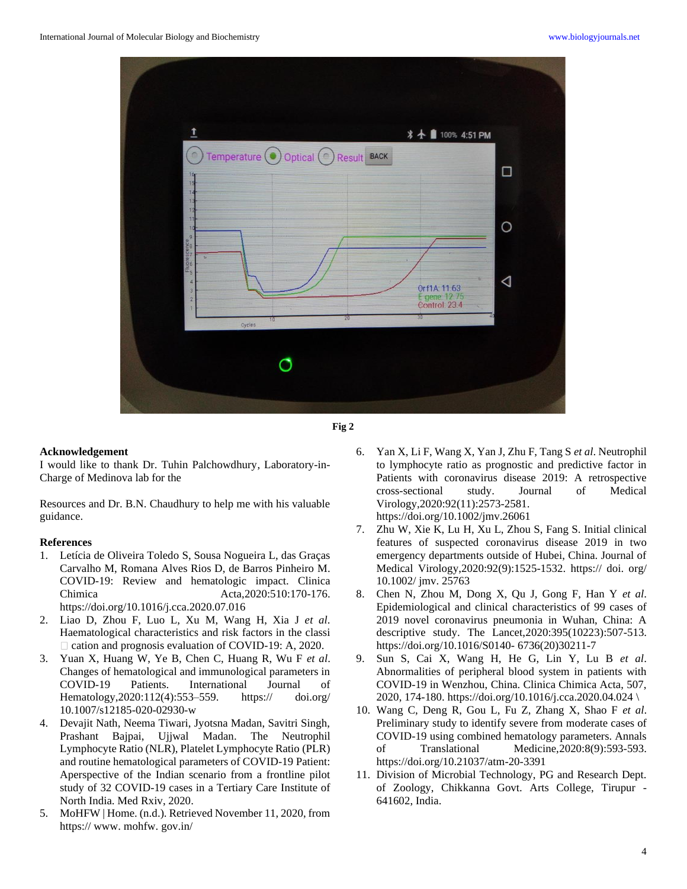Temperature Optical Result BACK

Fluorescence

Cycles

Orf1A 11.63
E gene 12.75
Control 23.4

Fig 2

**Acknowledgement**

I would like to thank Dr. Tuhin Palchowdhury, Laboratory-in-Charge of Medinova lab for the

Resources and Dr. B.N. Chaudhury to help me with his valuable guidance.

**References**

1. Letícia de Oliveira Toledo S, Sousa Nogueira L, das Graças Carvalho M, Romana Alves Rios D, de Barros Pinheiro M. COVID-19: Review and hematologic impact. Clinica Chimica Acta,2020:510:170-176. https://doi.org/10.1016/j.cca.2020.07.016
2. Liao D, Zhou F, Luo L, Xu M, Wang H, Xia J *et al*. Haematological characteristics and risk factors in the classi cation and prognosis evaluation of COVID-19: A, 2020.
3. Yuan X, Huang W, Ye B, Chen C, Huang R, Wu F *et al*. Changes of hematological and immunological parameters in COVID-19 Patients. International Journal of Hematology,2020:112(4):553–559. https:// doi.org/ 10.1007/s12185-020-02930-w
4. Devajit Nath, Neema Tiwari, Jyotsna Madan, Savitri Singh, Prashant Bajpai, Ujjwal Madan. The Neutrophil Lymphocyte Ratio (NLR), Platelet Lymphocyte Ratio (PLR) and routine hematological parameters of COVID-19 Patient: Aperspective of the Indian scenario from a frontline pilot study of 32 COVID-19 cases in a Tertiary Care Institute of North India. Med Rxiv, 2020.
5. MoHFW | Home. (n.d.). Retrieved November 11, 2020, from https:// www. mohfw. gov.in/
6. Yan X, Li F, Wang X, Yan J, Zhu F, Tang S *et al*. Neutrophil to lymphocyte ratio as prognostic and predictive factor in Patients with coronavirus disease 2019: A retrospective cross-sectional study. Journal of Medical Virology,2020:92(11):2573-2581. https://doi.org/10.1002/jmv.26061
7. Zhu W, Xie K, Lu H, Xu L, Zhou S, Fang S. Initial clinical features of suspected coronavirus disease 2019 in two emergency departments outside of Hubei, China. Journal of Medical Virology,2020:92(9):1525-1532. https:// doi. org/ 10.1002/ jmv. 25763
8. Chen N, Zhou M, Dong X, Qu J, Gong F, Han Y *et al*. Epidemiological and clinical characteristics of 99 cases of 2019 novel coronavirus pneumonia in Wuhan, China: A descriptive study. The Lancet,2020:395(10223):507-513. https://doi.org/10.1016/S0140- 6736(20)30211-7
9. Sun S, Cai X, Wang H, He G, Lin Y, Lu B *et al*. Abnormalities of peripheral blood system in patients with COVID-19 in Wenzhou, China. Clinica Chimica Acta, 507, 2020, 174-180. https://doi.org/10.1016/j.cca.2020.04.024 \
10. Wang C, Deng R, Gou L, Fu Z, Zhang X, Shao F *et al*. Preliminary study to identify severe from moderate cases of COVID-19 using combined hematology parameters. Annals of Translational Medicine,2020:8(9):593-593. https://doi.org/10.21037/atm-20-3391
11. Division of Microbial Technology, PG and Research Dept. of Zoology, Chikkanna Govt. Arts College, Tirupur - 641602, India.